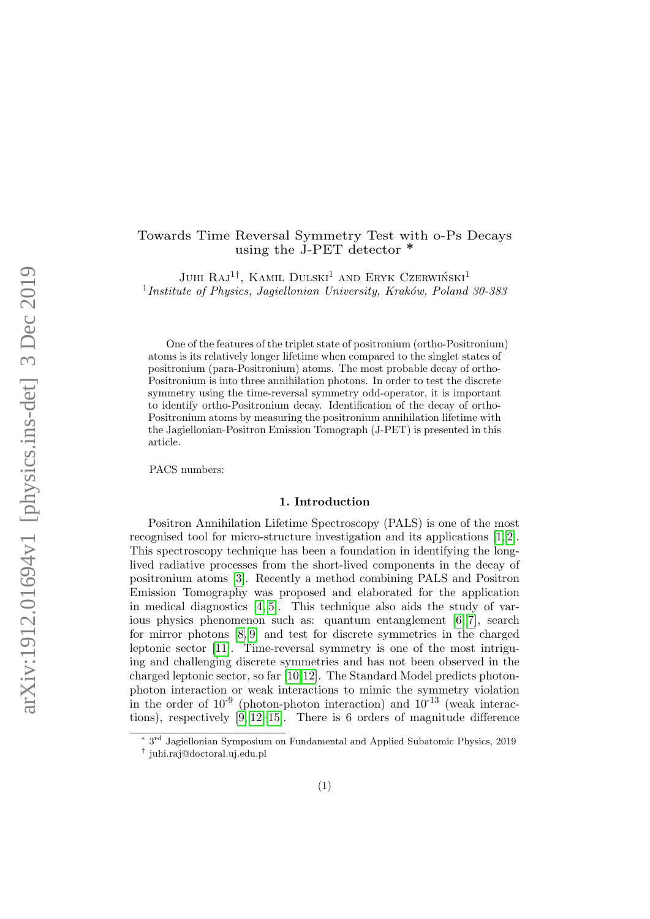# Towards Time Reversal Symmetry Test with o-Ps Decays using the J-PET detector *

Juhi Raj[1†], Kamil Dulski[1] and Eryk Czerwiński[1]

[1]*Institute of Physics, Jagiellonian University, Kraków, Poland 30-383*

One of the features of the triplet state of positronium (ortho-Positronium) atoms is its relatively longer lifetime when compared to the singlet states of positronium (para-Positronium) atoms. The most probable decay of ortho-Positronium is into three annihilation photons. In order to test the discrete symmetry using the time-reversal symmetry odd-operator, it is important to identify ortho-Positronium decay. Identification of the decay of ortho-Positronium atoms by measuring the positronium annihilation lifetime with the Jagiellonian-Positron Emission Tomograph (J-PET) is presented in this article.

PACS numbers:

## 1. Introduction

Positron Annihilation Lifetime Spectroscopy (PALS) is one of the most recognised tool for micro-structure investigation and its applications [1, 2]. This spectroscopy technique has been a foundation in identifying the long-lived radiative processes from the short-lived components in the decay of positronium atoms [3]. Recently a method combining PALS and Positron Emission Tomography was proposed and elaborated for the application in medical diagnostics [4, 5]. This technique also aids the study of various physics phenomenon such as: quantum entanglement [6, 7], search for mirror photons [8, 9] and test for discrete symmetries in the charged leptonic sector [11]. Time-reversal symmetry is one of the most intriguing and challenging discrete symmetries and has not been observed in the charged leptonic sector, so far [10, 12]. The Standard Model predicts photon-photon interaction or weak interactions to mimic the symmetry violation in the order of $10^{-9}$ (photon-photon interaction) and $10^{-13}$ (weak interactions), respectively [9, 12–15]. There is 6 orders of magnitude difference

* 3[rd] Jagiellonian Symposium on Fundamental and Applied Subatomic Physics, 2019

† juhi.raj@doctoral.uj.edu.pl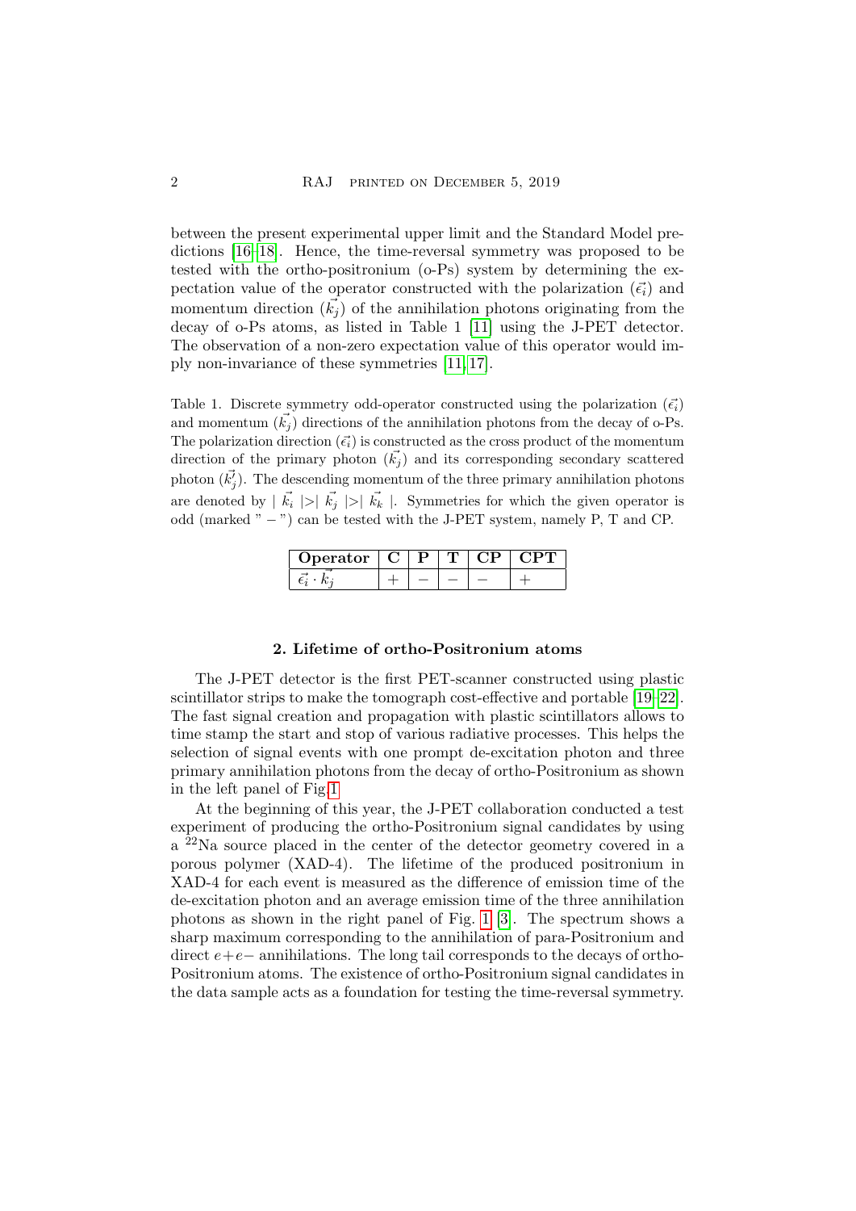between the present experimental upper limit and the Standard Model predictions [16–18]. Hence, the time-reversal symmetry was proposed to be tested with the ortho-positronium (o-Ps) system by determining the expectation value of the operator constructed with the polarization ($\vec{\epsilon_i}$) and momentum direction ($\vec{k_j}$) of the annihilation photons originating from the decay of o-Ps atoms, as listed in Table 1 [11] using the J-PET detector. The observation of a non-zero expectation value of this operator would imply non-invariance of these symmetries [11, 17].

Table 1. Discrete symmetry odd-operator constructed using the polarization ($\vec{\epsilon_i}$) and momentum ($\vec{k_j}$) directions of the annihilation photons from the decay of o-Ps. The polarization direction ($\vec{\epsilon_i}$) is constructed as the cross product of the momentum direction of the primary photon ($\vec{k_j}$) and its corresponding secondary scattered photon ($\vec{k'_j}$). The descending momentum of the three primary annihilation photons are denoted by $|\vec{k_i}| > |\vec{k_j}| > |\vec{k_k}|$. Symmetries for which the given operator is odd (marked " − ") can be tested with the J-PET system, namely P, T and CP.

| Operator | C | P | T | CP | CPT |
|---|---|---|---|---|---|
| $\vec{\epsilon_i} \cdot \vec{k_j}$ | + | − | − | − | + |

## 2. Lifetime of ortho-Positronium atoms

The J-PET detector is the first PET-scanner constructed using plastic scintillator strips to make the tomograph cost-effective and portable [19–22]. The fast signal creation and propagation with plastic scintillators allows to time stamp the start and stop of various radiative processes. This helps the selection of signal events with one prompt de-excitation photon and three primary annihilation photons from the decay of ortho-Positronium as shown in the left panel of Fig.1

At the beginning of this year, the J-PET collaboration conducted a test experiment of producing the ortho-Positronium signal candidates by using a $^{22}$Na source placed in the center of the detector geometry covered in a porous polymer (XAD-4). The lifetime of the produced positronium in XAD-4 for each event is measured as the difference of emission time of the de-excitation photon and an average emission time of the three annihilation photons as shown in the right panel of Fig. 1 [3]. The spectrum shows a sharp maximum corresponding to the annihilation of para-Positronium and direct $e+e-$ annihilations. The long tail corresponds to the decays of ortho-Positronium atoms. The existence of ortho-Positronium signal candidates in the data sample acts as a foundation for testing the time-reversal symmetry.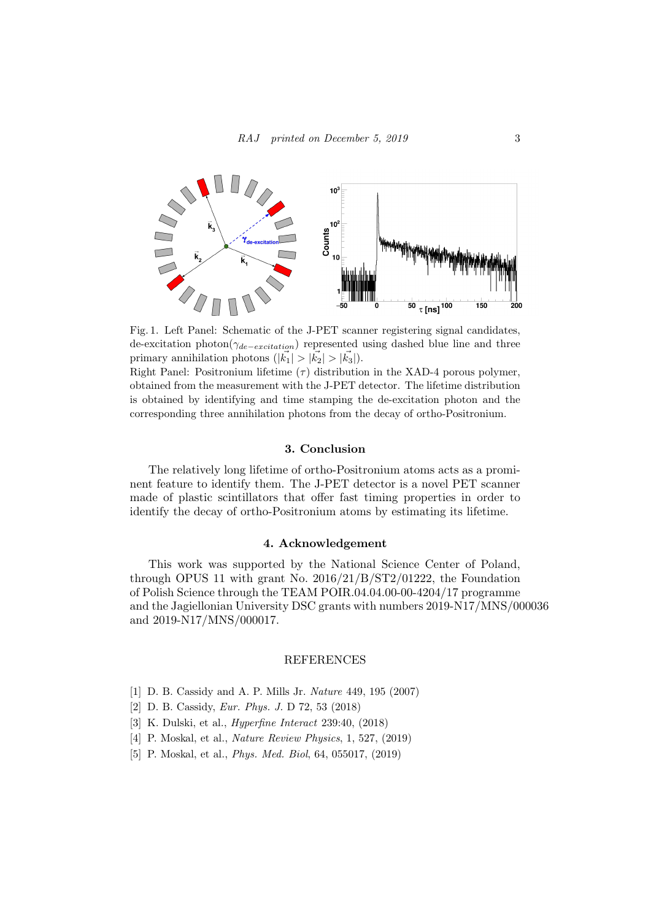Fig. 1. Left Panel: Schematic of the J-PET scanner registering signal candidates, de-excitation photon($\gamma_{de-excitation}$) represented using dashed blue line and three primary annihilation photons ($|\vec{k_1}| > |\vec{k_2}| > |\vec{k_3}|$).
Right Panel: Positronium lifetime ($\tau$) distribution in the XAD-4 porous polymer, obtained from the measurement with the J-PET detector. The lifetime distribution is obtained by identifying and time stamping the de-excitation photon and the corresponding three annihilation photons from the decay of ortho-Positronium.

## 3. Conclusion

The relatively long lifetime of ortho-Positronium atoms acts as a prominent feature to identify them. The J-PET detector is a novel PET scanner made of plastic scintillators that offer fast timing properties in order to identify the decay of ortho-Positronium atoms by estimating its lifetime.

## 4. Acknowledgement

This work was supported by the National Science Center of Poland, through OPUS 11 with grant No. 2016/21/B/ST2/01222, the Foundation of Polish Science through the TEAM POIR.04.04.00-00-4204/17 programme and the Jagiellonian University DSC grants with numbers 2019-N17/MNS/000036 and 2019-N17/MNS/000017.

## REFERENCES

[1] D. B. Cassidy and A. P. Mills Jr. *Nature* 449, 195 (2007)
[2] D. B. Cassidy, *Eur. Phys. J.* D 72, 53 (2018)
[3] K. Dulski, et al., *Hyperfine Interact* 239:40, (2018)
[4] P. Moskal, et al., *Nature Review Physics*, 1, 527, (2019)
[5] P. Moskal, et al., *Phys. Med. Biol*, 64, 055017, (2019)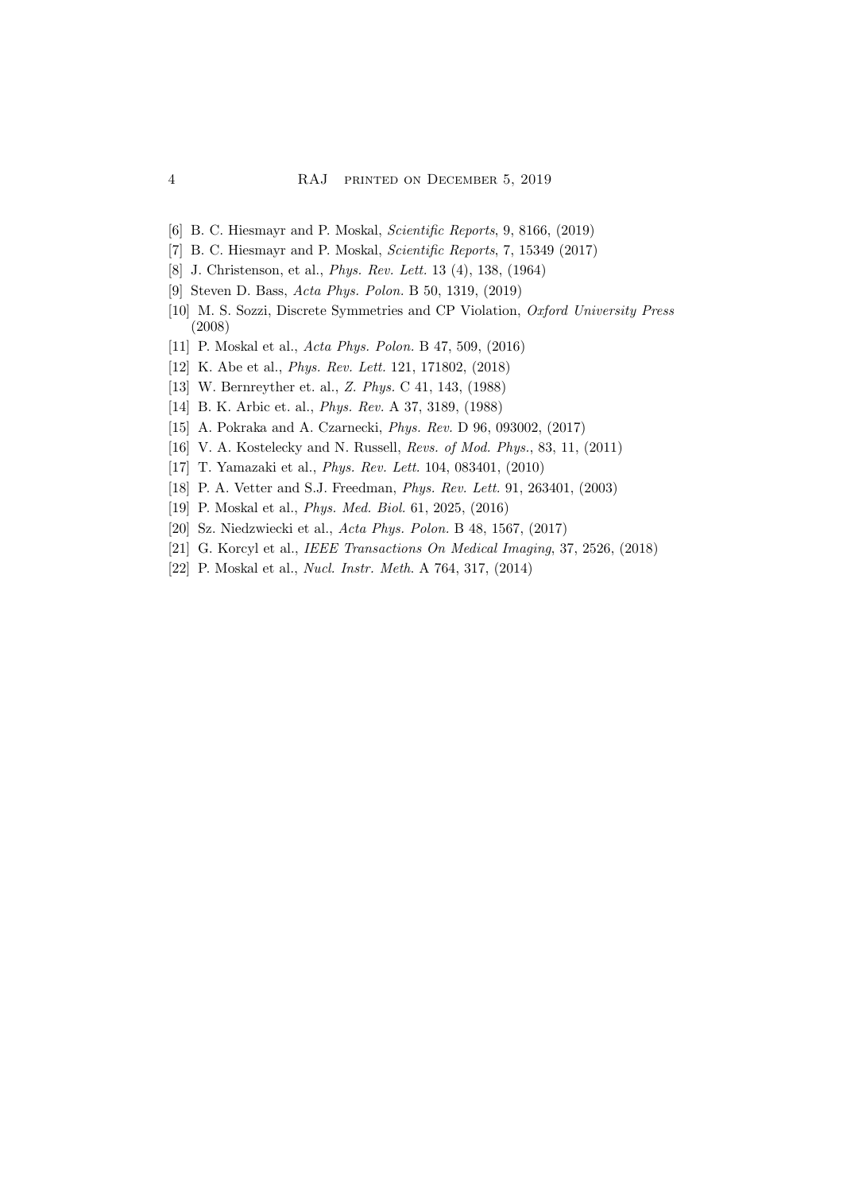[6] B. C. Hiesmayr and P. Moskal, *Scientific Reports*, 9, 8166, (2019)

[7] B. C. Hiesmayr and P. Moskal, *Scientific Reports*, 7, 15349 (2017)

[8] J. Christenson, et al., *Phys. Rev. Lett.* 13 (4), 138, (1964)

[9] Steven D. Bass, *Acta Phys. Polon.* B 50, 1319, (2019)

[10] M. S. Sozzi, Discrete Symmetries and CP Violation, *Oxford University Press* (2008)

[11] P. Moskal et al., *Acta Phys. Polon.* B 47, 509, (2016)

[12] K. Abe et al., *Phys. Rev. Lett.* 121, 171802, (2018)

[13] W. Bernreyther et. al., *Z. Phys.* C 41, 143, (1988)

[14] B. K. Arbic et. al., *Phys. Rev.* A 37, 3189, (1988)

[15] A. Pokraka and A. Czarnecki, *Phys. Rev.* D 96, 093002, (2017)

[16] V. A. Kostelecky and N. Russell, *Revs. of Mod. Phys.*, 83, 11, (2011)

[17] T. Yamazaki et al., *Phys. Rev. Lett.* 104, 083401, (2010)

[18] P. A. Vetter and S.J. Freedman, *Phys. Rev. Lett.* 91, 263401, (2003)

[19] P. Moskal et al., *Phys. Med. Biol.* 61, 2025, (2016)

[20] Sz. Niedzwiecki et al., *Acta Phys. Polon.* B 48, 1567, (2017)

[21] G. Korcyl et al., *IEEE Transactions On Medical Imaging*, 37, 2526, (2018)

[22] P. Moskal et al., *Nucl. Instr. Meth.* A 764, 317, (2014)